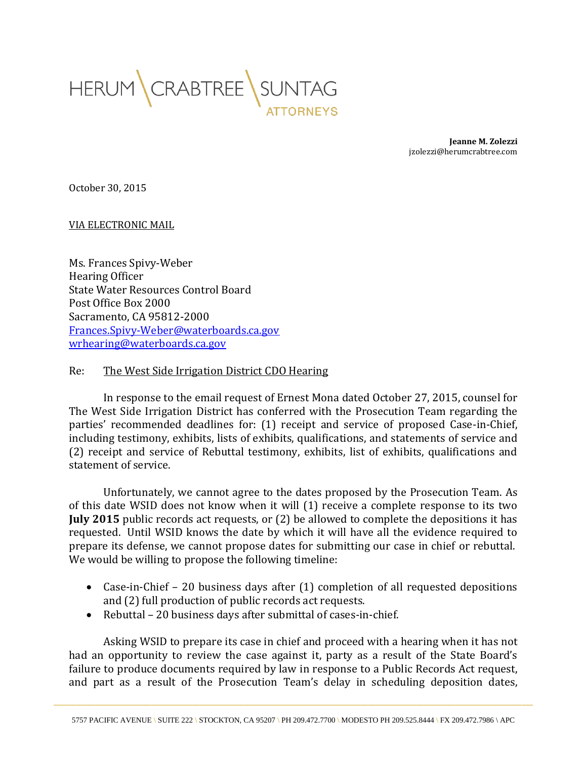HERUM \ CRABTREE \ SUNTAG
ATTORNEYS

**Jeanne M. Zolezzi**
jzolezzi@herumcrabtree.com

October 30, 2015

VIA ELECTRONIC MAIL

Ms. Frances Spivy-Weber
Hearing Officer
State Water Resources Control Board
Post Office Box 2000
Sacramento, CA 95812-2000
Frances.Spivy-Weber@waterboards.ca.gov
wrhearing@waterboards.ca.gov

Re: The West Side Irrigation District CDO Hearing

In response to the email request of Ernest Mona dated October 27, 2015, counsel for The West Side Irrigation District has conferred with the Prosecution Team regarding the parties' recommended deadlines for: (1) receipt and service of proposed Case-in-Chief, including testimony, exhibits, lists of exhibits, qualifications, and statements of service and (2) receipt and service of Rebuttal testimony, exhibits, list of exhibits, qualifications and statement of service.

Unfortunately, we cannot agree to the dates proposed by the Prosecution Team. As of this date WSID does not know when it will (1) receive a complete response to its two **July 2015** public records act requests, or (2) be allowed to complete the depositions it has requested. Until WSID knows the date by which it will have all the evidence required to prepare its defense, we cannot propose dates for submitting our case in chief or rebuttal. We would be willing to propose the following timeline:

- Case-in-Chief – 20 business days after (1) completion of all requested depositions and (2) full production of public records act requests.
- Rebuttal – 20 business days after submittal of cases-in-chief.

Asking WSID to prepare its case in chief and proceed with a hearing when it has not had an opportunity to review the case against it, party as a result of the State Board's failure to produce documents required by law in response to a Public Records Act request, and part as a result of the Prosecution Team's delay in scheduling deposition dates,

5757 PACIFIC AVENUE \ SUITE 222 \ STOCKTON, CA 95207 \ PH 209.472.7700 \ MODESTO PH 209.525.8444 \ FX 209.472.7986 \ APC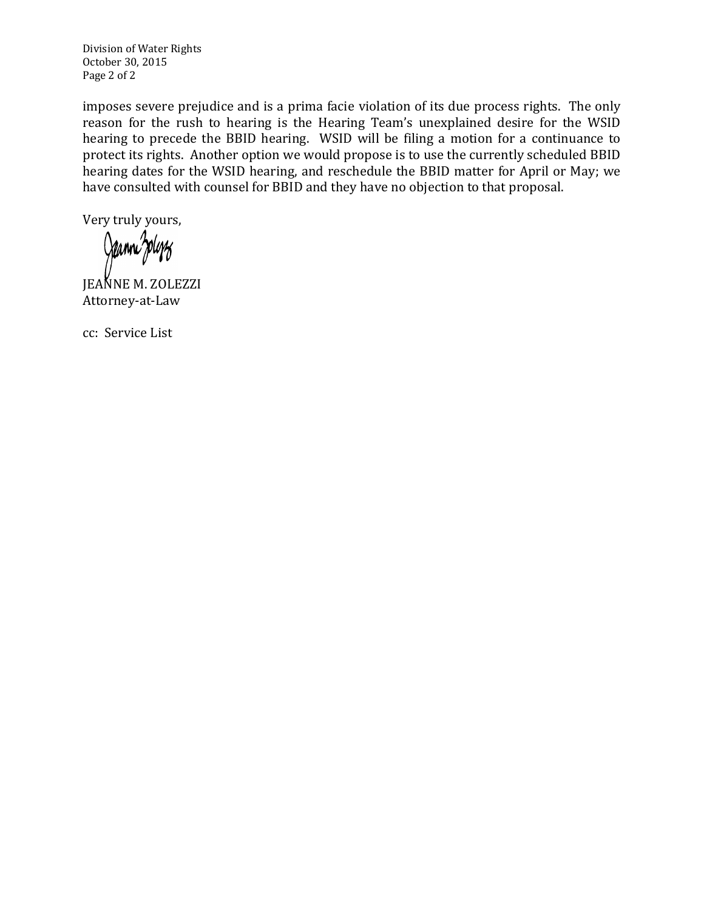imposes severe prejudice and is a prima facie violation of its due process rights. The only reason for the rush to hearing is the Hearing Team's unexplained desire for the WSID hearing to precede the BBID hearing. WSID will be filing a motion for a continuance to protect its rights. Another option we would propose is to use the currently scheduled BBID hearing dates for the WSID hearing, and reschedule the BBID matter for April or May; we have consulted with counsel for BBID and they have no objection to that proposal.

Very truly yours,

JEANNE M. ZOLEZZI
Attorney-at-Law

cc: Service List